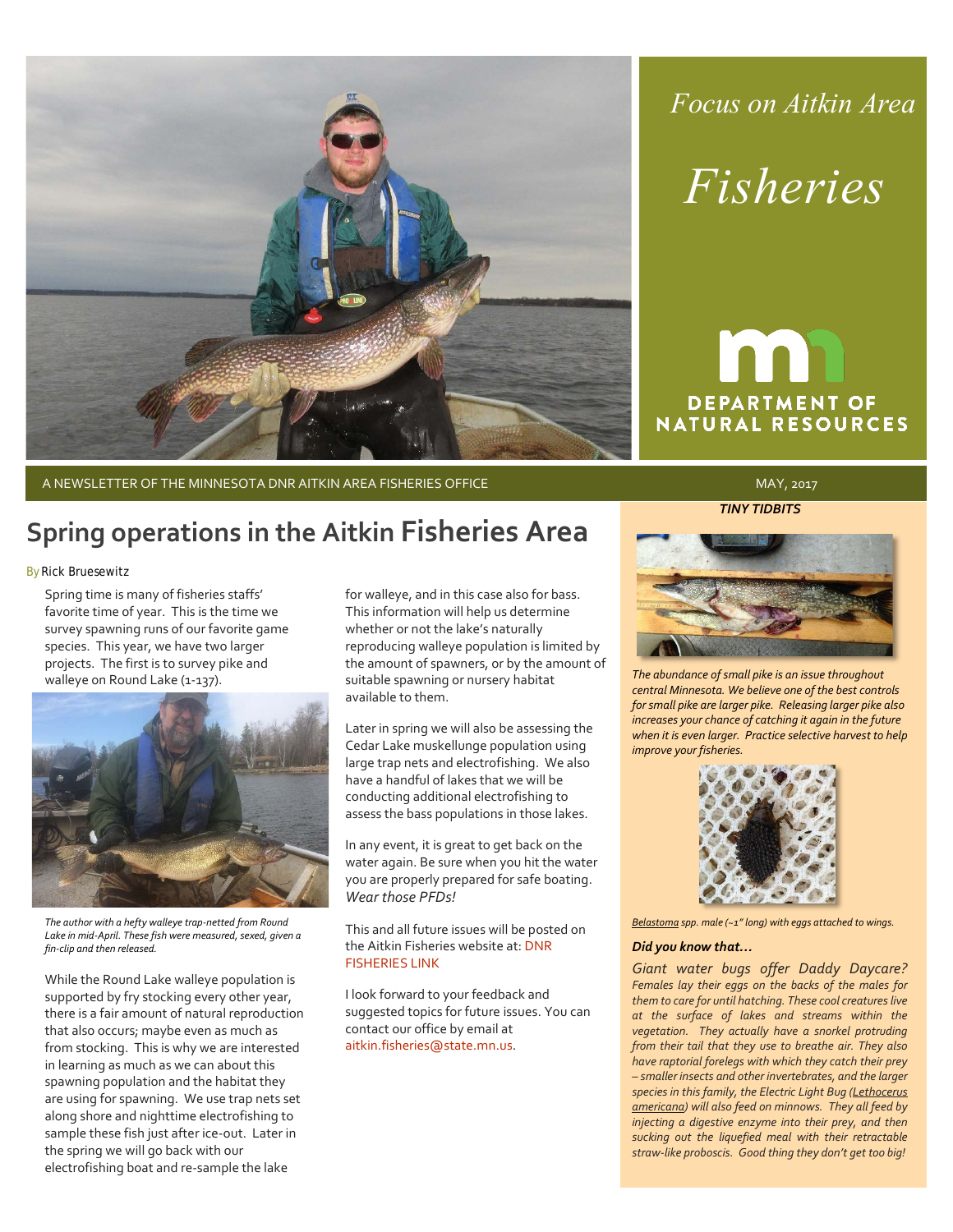*Focus on Aitkin Area*

# Fisheries

DEPARTMENT OF NATURAL RESOURCES

A NEWSLETTER OF THE MINNESOTA DNR AITKIN AREA FISHERIES OFFICE

MAY, 2017

## Spring operations in the Aitkin Fisheries Area

By Rick Bruesewitz

Spring time is many of fisheries staffs' favorite time of year. This is the time we survey spawning runs of our favorite game species. This year, we have two larger projects. The first is to survey pike and walleye on Round Lake (1-137).

*The author with a hefty walleye trap-netted from Round Lake in mid-April. These fish were measured, sexed, given a fin-clip and then released.*

While the Round Lake walleye population is supported by fry stocking every other year, there is a fair amount of natural reproduction that also occurs; maybe even as much as from stocking. This is why we are interested in learning as much as we can about this spawning population and the habitat they are using for spawning. We use trap nets set along shore and nighttime electrofishing to sample these fish just after ice-out. Later in the spring we will go back with our electrofishing boat and re-sample the lake for walleye, and in this case also for bass. This information will help us determine whether or not the lake's naturally reproducing walleye population is limited by the amount of spawners, or by the amount of suitable spawning or nursery habitat available to them.

Later in spring we will also be assessing the Cedar Lake muskellunge population using large trap nets and electrofishing. We also have a handful of lakes that we will be conducting additional electrofishing to assess the bass populations in those lakes.

In any event, it is great to get back on the water again. Be sure when you hit the water you are properly prepared for safe boating. *Wear those PFDs!*

This and all future issues will be posted on the Aitkin Fisheries website at: DNR FISHERIES LINK

I look forward to your feedback and suggested topics for future issues. You can contact our office by email at aitkin.fisheries@state.mn.us.

### *TINY TIDBITS*

*The abundance of small pike is an issue throughout central Minnesota. We believe one of the best controls for small pike are larger pike. Releasing larger pike also increases your chance of catching it again in the future when it is even larger. Practice selective harvest to help improve your fisheries.*

*Belastoma spp. male (~1" long) with eggs attached to wings.*

***Did you know that…***

*Giant water bugs offer Daddy Daycare? Females lay their eggs on the backs of the males for them to care for until hatching. These cool creatures live at the surface of lakes and streams within the vegetation. They actually have a snorkel protruding from their tail that they use to breathe air. They also have raptorial forelegs with which they catch their prey – smaller insects and other invertebrates, and the larger species in this family, the Electric Light Bug (Lethocerus americana) will also feed on minnows. They all feed by injecting a digestive enzyme into their prey, and then sucking out the liquefied meal with their retractable straw-like proboscis. Good thing they don't get too big!*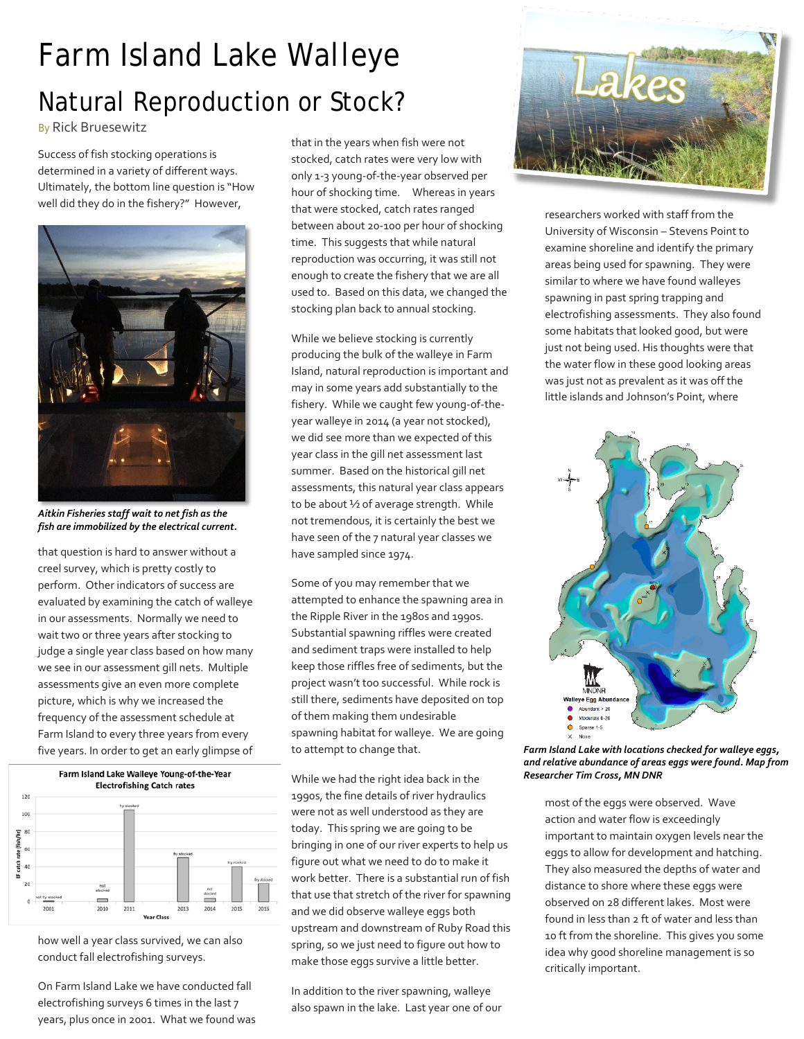# Farm Island Lake Walleye

## Natural Reproduction or Stock?

By Rick Bruesewitz

Success of fish stocking operations is determined in a variety of different ways. Ultimately, the bottom line question is "How well did they do in the fishery?" However, that question is hard to answer without a creel survey, which is pretty costly to perform. Other indicators of success are evaluated by examining the catch of walleye in our assessments. Normally we need to wait two or three years after stocking to judge a single year class based on how many we see in our assessment gill nets. Multiple assessments give an even more complete picture, which is why we increased the frequency of the assessment schedule at Farm Island to every three years from every five years. In order to get an early glimpse of how well a year class survived, we can also conduct fall electrofishing surveys.

*Aitkin Fisheries staff wait to net fish as the fish are immobilized by the electrical current.*

**Farm Island Lake Walleye Young-of-the-Year Electrofishing Catch rates**

| Year Class | Approx. EF catch rate (fish/hr) | Note |
|---|---|---|
| 2001 | ~1 | not fry stocked |
| 2010 | ~3 | not stocked |
| 2011 | ~105 | fry stocked |
| 2013 | ~50 | fry stocked |
| 2014 | ~3 | not stocked |
| 2015 | ~40 | fry stocked |
| 2016 | ~20 | fry stocked |

On Farm Island Lake we have conducted fall electrofishing surveys 6 times in the last 7 years, plus once in 2001. What we found was that in the years when fish were not stocked, catch rates were very low with only 1-3 young-of-the-year observed per hour of shocking time. Whereas in years that were stocked, catch rates ranged between about 20-100 per hour of shocking time. This suggests that while natural reproduction was occurring, it was still not enough to create the fishery that we are all used to. Based on this data, we changed the stocking plan back to annual stocking.

While we believe stocking is currently producing the bulk of the walleye in Farm Island, natural reproduction is important and may in some years add substantially to the fishery. While we caught few young-of-the-year walleye in 2014 (a year not stocked), we did see more than we expected of this year class in the gill net assessment last summer. Based on the historical gill net assessments, this natural year class appears to be about ½ of average strength. While not tremendous, it is certainly the best we have seen of the 7 natural year classes we have sampled since 1974.

Some of you may remember that we attempted to enhance the spawning area in the Ripple River in the 1980s and 1990s. Substantial spawning riffles were created and sediment traps were installed to help keep those riffles free of sediments, but the project wasn't too successful. While rock is still there, sediments have deposited on top of them making them undesirable spawning habitat for walleye. We are going to attempt to change that.

While we had the right idea back in the 1990s, the fine details of river hydraulics were not as well understood as they are today. This spring we are going to be bringing in one of our river experts to help us figure out what we need to do to make it work better. There is a substantial run of fish that use that stretch of the river for spawning and we did observe walleye eggs both upstream and downstream of Ruby Road this spring, so we just need to figure out how to make those eggs survive a little better.

In addition to the river spawning, walleye also spawn in the lake. Last year one of our researchers worked with staff from the University of Wisconsin – Stevens Point to examine shoreline and identify the primary areas being used for spawning. They were similar to where we have found walleyes spawning in past spring trapping and electrofishing assessments. They also found some habitats that looked good, but were just not being used. His thoughts were that the water flow in these good looking areas was just not as prevalent as it was off the little islands and Johnson's Point, where most of the eggs were observed. Wave action and water flow is exceedingly important to maintain oxygen levels near the eggs to allow for development and hatching. They also measured the depths of water and distance to shore where these eggs were observed on 28 different lakes. Most were found in less than 2 ft of water and less than 10 ft from the shoreline. This gives you some idea why good shoreline management is so critically important.

Walleye Egg Abundance: Abundant > 20; Moderate 6-20; Sparse 1-5; None

*Farm Island Lake with locations checked for walleye eggs, and relative abundance of areas eggs were found. Map from Researcher Tim Cross, MN DNR*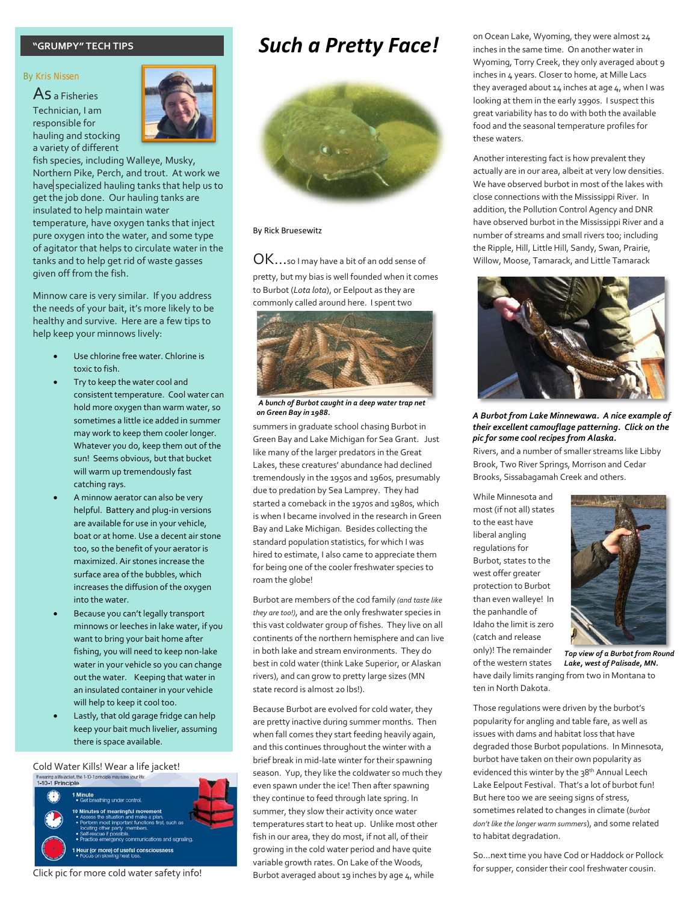## "GRUMPY" TECH TIPS

By Kris Nissen

As a Fisheries Technician, I am responsible for hauling and stocking a variety of different fish species, including Walleye, Musky, Northern Pike, Perch, and trout. At work we have specialized hauling tanks that help us to get the job done. Our hauling tanks are insulated to help maintain water temperature, have oxygen tanks that inject pure oxygen into the water, and some type of agitator that helps to circulate water in the tanks and to help get rid of waste gasses given off from the fish.

Minnow care is very similar. If you address the needs of your bait, it's more likely to be healthy and survive. Here are a few tips to help keep your minnows lively:

- Use chlorine free water. Chlorine is toxic to fish.
- Try to keep the water cool and consistent temperature. Cool water can hold more oxygen than warm water, so sometimes a little ice added in summer may work to keep them cooler longer. Whatever you do, keep them out of the sun! Seems obvious, but that bucket will warm up tremendously fast catching rays.
- A minnow aerator can also be very helpful. Battery and plug-in versions are available for use in your vehicle, boat or at home. Use a decent air stone too, so the benefit of your aerator is maximized. Air stones increase the surface area of the bubbles, which increases the diffusion of the oxygen into the water.
- Because you can't legally transport minnows or leeches in lake water, if you want to bring your bait home after fishing, you will need to keep non-lake water in your vehicle so you can change out the water. Keeping that water in an insulated container in your vehicle will help to keep it cool too.
- Lastly, that old garage fridge can help keep your bait much livelier, assuming there is space available.

Cold Water Kills! Wear a life jacket!

If wearing a life jacket, the 1-10-1 principle may save your life:

1-10-1 Principle

**1 Minute**
- Get breathing under control.

**10 Minutes of meaningful movement**
- Assess the situation and make a plan.
- Perform most important functions first, such as locating other party members.
- Self-rescue if possible.
- Practice emergency communications and signaling.

**1 Hour (or more) of useful consciousness**
- Focus on slowing heat loss.

Click pic for more cold water safety info!

# *Such a Pretty Face!*

By Rick Bruesewitz

OK…so I may have a bit of an odd sense of pretty, but my bias is well founded when it comes to Burbot (*Lota lota*), or Eelpout as they are commonly called around here. I spent two summers in graduate school chasing Burbot in Green Bay and Lake Michigan for Sea Grant. Just like many of the larger predators in the Great Lakes, these creatures' abundance had declined tremendously in the 1950s and 1960s, presumably due to predation by Sea Lamprey. They had started a comeback in the 1970s and 1980s, which is when I became involved in the research in Green Bay and Lake Michigan. Besides collecting the standard population statistics, for which I was hired to estimate, I also came to appreciate them for being one of the cooler freshwater species to roam the globe!

***A bunch of Burbot caught in a deep water trap net on Green Bay in 1988.***

Burbot are members of the cod family *(and taste like they are too!)*, and are the only freshwater species in this cast coldwater group of fishes. They live on all continents of the northern hemisphere and can live in both lake and stream environments. They do best in cold water (think Lake Superior, or Alaskan rivers), and can grow to pretty large sizes (MN state record is almost 20 lbs!).

Because Burbot are evolved for cold water, they are pretty inactive during summer months. Then when fall comes they start feeding heavily again, and this continues throughout the winter with a brief break in mid-late winter for their spawning season. Yup, they like the coldwater so much they even spawn under the ice! Then after spawning they continue to feed through late spring. In summer, they slow their activity once water temperatures start to heat up. Unlike most other fish in our area, they do most, if not all, of their growing in the cold water period and have quite variable growth rates. On Lake of the Woods, Burbot averaged about 19 inches by age 4, while on Ocean Lake, Wyoming, they were almost 24 inches in the same time. On another water in Wyoming, Torry Creek, they only averaged about 9 inches in 4 years. Closer to home, at Mille Lacs they averaged about 14 inches at age 4, when I was looking at them in the early 1990s. I suspect this great variability has to do with both the available food and the seasonal temperature profiles for these waters.

Another interesting fact is how prevalent they actually are in our area, albeit at very low densities. We have observed burbot in most of the lakes with close connections with the Mississippi River. In addition, the Pollution Control Agency and DNR have observed burbot in the Mississippi River and a number of streams and small rivers too; including the Ripple, Hill, Little Hill, Sandy, Swan, Prairie, Willow, Moose, Tamarack, and Little Tamarack Rivers, and a number of smaller streams like Libby Brook, Two River Springs, Morrison and Cedar Brooks, Sissabagamah Creek and others.

***A Burbot from Lake Minnewawa. A nice example of their excellent camouflage patterning. Click on the pic for some cool recipes from Alaska.***

While Minnesota and most (if not all) states to the east have liberal angling regulations for Burbot, states to the west offer greater protection to Burbot than even walleye! In the panhandle of Idaho the limit is zero (catch and release only)! The remainder of the western states have daily limits ranging from two in Montana to ten in North Dakota.

***Top view of a Burbot from Round Lake, west of Palisade, MN.***

Those regulations were driven by the burbot's popularity for angling and table fare, as well as issues with dams and habitat loss that have degraded those Burbot populations. In Minnesota, burbot have taken on their own popularity as evidenced this winter by the 38th Annual Leech Lake Eelpout Festival. That's a lot of burbot fun! But here too we are seeing signs of stress, sometimes related to changes in climate (*burbot don't like the longer warm summers*), and some related to habitat degradation.

So…next time you have Cod or Haddock or Pollock for supper, consider their cool freshwater cousin.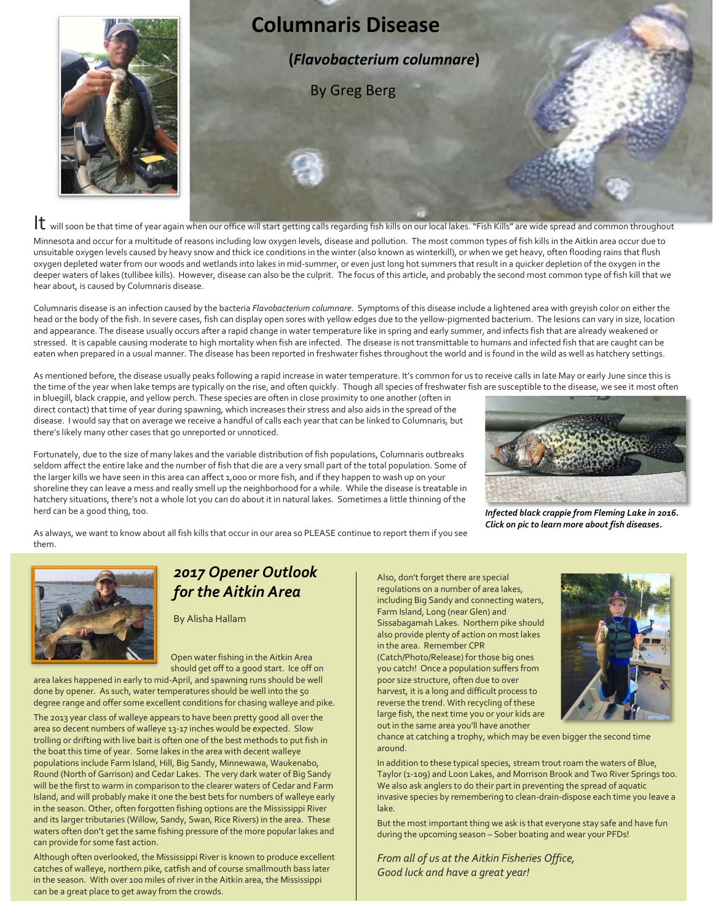# Columnaris Disease

**(*Flavobacterium columnare*)**

By Greg Berg

It will soon be that time of year again when our office will start getting calls regarding fish kills on our local lakes. "Fish Kills" are wide spread and common throughout Minnesota and occur for a multitude of reasons including low oxygen levels, disease and pollution. The most common types of fish kills in the Aitkin area occur due to unsuitable oxygen levels caused by heavy snow and thick ice conditions in the winter (also known as winterkill), or when we get heavy, often flooding rains that flush oxygen depleted water from our woods and wetlands into lakes in mid-summer, or even just long hot summers that result in a quicker depletion of the oxygen in the deeper waters of lakes (tullibee kills). However, disease can also be the culprit. The focus of this article, and probably the second most common type of fish kill that we hear about, is caused by Columnaris disease.

Columnaris disease is an infection caused by the bacteria *Flavobacterium columnare*. Symptoms of this disease include a lightened area with greyish color on either the head or the body of the fish. In severe cases, fish can display open sores with yellow edges due to the yellow-pigmented bacterium. The lesions can vary in size, location and appearance. The disease usually occurs after a rapid change in water temperature like in spring and early summer, and infects fish that are already weakened or stressed. It is capable causing moderate to high mortality when fish are infected. The disease is not transmittable to humans and infected fish that are caught can be eaten when prepared in a usual manner. The disease has been reported in freshwater fishes throughout the world and is found in the wild as well as hatchery settings.

As mentioned before, the disease usually peaks following a rapid increase in water temperature. It's common for us to receive calls in late May or early June since this is the time of the year when lake temps are typically on the rise, and often quickly. Though all species of freshwater fish are susceptible to the disease, we see it most often in bluegill, black crappie, and yellow perch. These species are often in close proximity to one another (often in direct contact) that time of year during spawning, which increases their stress and also aids in the spread of the disease. I would say that on average we receive a handful of calls each year that can be linked to Columnaris, but there's likely many other cases that go unreported or unnoticed.

Fortunately, due to the size of many lakes and the variable distribution of fish populations, Columnaris outbreaks seldom affect the entire lake and the number of fish that die are a very small part of the total population. Some of the larger kills we have seen in this area can affect 1,000 or more fish, and if they happen to wash up on your shoreline they can leave a mess and really smell up the neighborhood for a while. While the disease is treatable in hatchery situations, there's not a whole lot you can do about it in natural lakes. Sometimes a little thinning of the herd can be a good thing, too.

***Infected black crappie from Fleming Lake in 2016. Click on pic to learn more about fish diseases.***

As always, we want to know about all fish kills that occur in our area so PLEASE continue to report them if you see them.

## *2017 Opener Outlook for the Aitkin Area*

By Alisha Hallam

Open water fishing in the Aitkin Area should get off to a good start. Ice off on area lakes happened in early to mid-April, and spawning runs should be well done by opener. As such, water temperatures should be well into the 50 degree range and offer some excellent conditions for chasing walleye and pike.

The 2013 year class of walleye appears to have been pretty good all over the area so decent numbers of walleye 13-17 inches would be expected. Slow trolling or drifting with live bait is often one of the best methods to put fish in the boat this time of year. Some lakes in the area with decent walleye populations include Farm Island, Hill, Big Sandy, Minnewawa, Waukenabo, Round (North of Garrison) and Cedar Lakes. The very dark water of Big Sandy will be the first to warm in comparison to the clearer waters of Cedar and Farm Island, and will probably make it one the best bets for numbers of walleye early in the season. Other, often forgotten fishing options are the Mississippi River and its larger tributaries (Willow, Sandy, Swan, Rice Rivers) in the area. These waters often don't get the same fishing pressure of the more popular lakes and can provide for some fast action.

Although often overlooked, the Mississippi River is known to produce excellent catches of walleye, northern pike, catfish and of course smallmouth bass later in the season. With over 100 miles of river in the Aitkin area, the Mississippi can be a great place to get away from the crowds.

Also, don't forget there are special regulations on a number of area lakes, including Big Sandy and connecting waters, Farm Island, Long (near Glen) and Sissabagamah Lakes. Northern pike should also provide plenty of action on most lakes in the area. Remember CPR (Catch/Photo/Release) for those big ones you catch! Once a population suffers from poor size structure, often due to over harvest, it is a long and difficult process to reverse the trend. With recycling of these large fish, the next time you or your kids are out in the same area you'll have another chance at catching a trophy, which may be even bigger the second time around.

In addition to these typical species, stream trout roam the waters of Blue, Taylor (1-109) and Loon Lakes, and Morrison Brook and Two River Springs too. We also ask anglers to do their part in preventing the spread of aquatic invasive species by remembering to clean-drain-dispose each time you leave a lake.

But the most important thing we ask is that everyone stay safe and have fun during the upcoming season – Sober boating and wear your PFDs!

*From all of us at the Aitkin Fisheries Office,*
*Good luck and have a great year!*